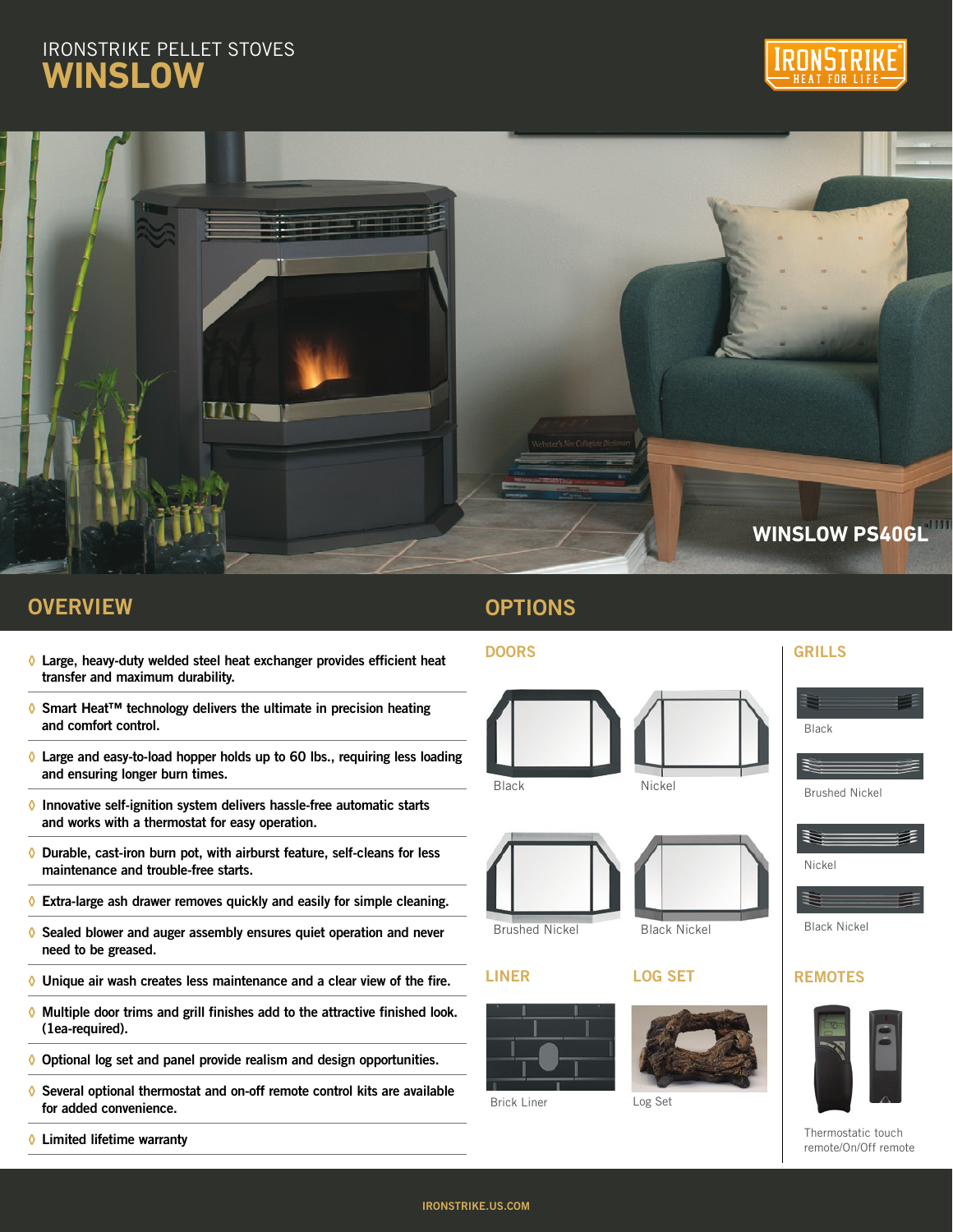IRONSTRIKE PELLET STOVES

# WINSLOW

IRONSTRIKE HEAT FOR LIFE

WINSLOW PS40GL

## OVERVIEW

- Large, heavy-duty welded steel heat exchanger provides efficient heat transfer and maximum durability.
- Smart Heat™ technology delivers the ultimate in precision heating and comfort control.
- Large and easy-to-load hopper holds up to 60 lbs., requiring less loading and ensuring longer burn times.
- Innovative self-ignition system delivers hassle-free automatic starts and works with a thermostat for easy operation.
- Durable, cast-iron burn pot, with airburst feature, self-cleans for less maintenance and trouble-free starts.
- Extra-large ash drawer removes quickly and easily for simple cleaning.
- Sealed blower and auger assembly ensures quiet operation and never need to be greased.
- Unique air wash creates less maintenance and a clear view of the fire.
- Multiple door trims and grill finishes add to the attractive finished look. (1ea-required).
- Optional log set and panel provide realism and design opportunities.
- Several optional thermostat and on-off remote control kits are available for added convenience.
- Limited lifetime warranty

## OPTIONS

### DOORS

Black

Nickel

Brushed Nickel

Black Nickel

### GRILLS

Black

Brushed Nickel

Nickel

Black Nickel

### LINER

Brick Liner

### LOG SET

Log Set

### REMOTES

Thermostatic touch remote/On/Off remote

IRONSTRIKE.US.COM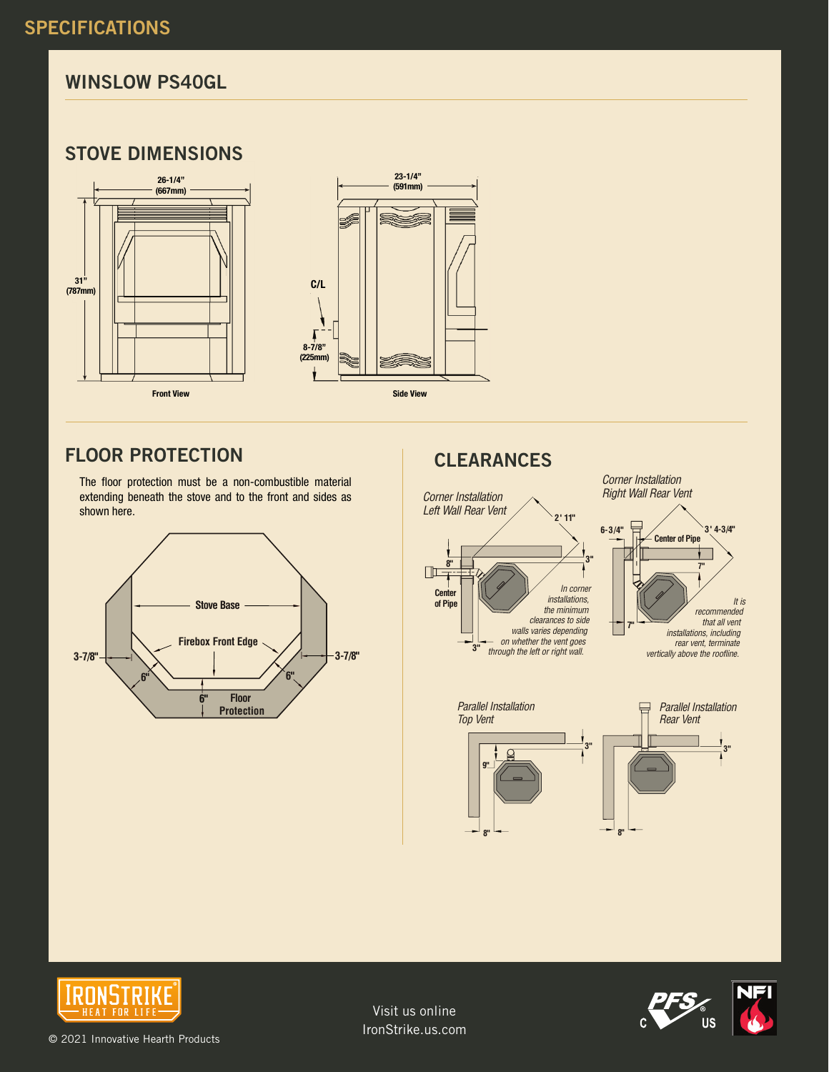# SPECIFICATIONS

## WINSLOW PS40GL

### STOVE DIMENSIONS

26-1/4"
(667mm)

31"
(787mm)

Front View

23-1/4"
(591mm)

C/L

8-7/8"
(225mm)

Side View

### FLOOR PROTECTION

The floor protection must be a non-combustible material extending beneath the stove and to the front and sides as shown here.

Stove Base

Firebox Front Edge

3-7/8"

3-7/8"

6"

6"

6"

Floor Protection

### CLEARANCES

*Corner Installation Left Wall Rear Vent*

2' 11"

3"

8"

Center of Pipe

3"

*In corner installations, the minimum clearances to side walls varies depending on whether the vent goes through the left or right wall.*

*Corner Installation Right Wall Rear Vent*

6-3/4"

3' 4-3/4"

Center of Pipe

7"

7"

*It is recommended that all vent installations, including rear vent, terminate vertically above the roofline.*

*Parallel Installation Top Vent*

3"

9"

8"

*Parallel Installation Rear Vent*

3"

8"

Visit us online
IronStrike.us.com

© 2021 Innovative Hearth Products